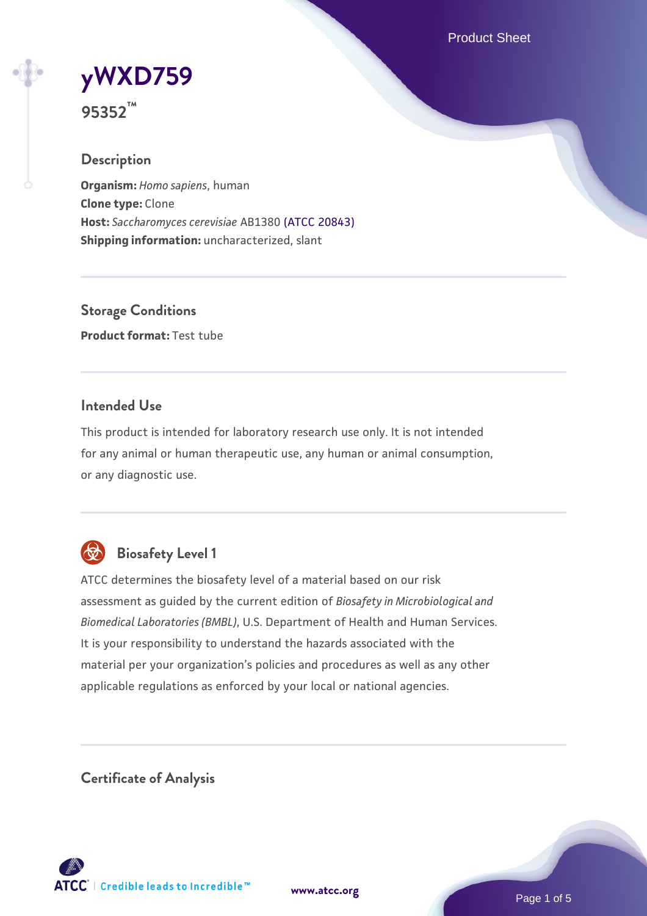# yWXD759

**95352™**

## Description

**Organism:** *Homo sapiens*, human
**Clone type:** Clone
**Host:** *Saccharomyces cerevisiae* AB1380 (ATCC 20843)
**Shipping information:** uncharacterized, slant

## Storage Conditions

**Product format:** Test tube

## Intended Use

This product is intended for laboratory research use only. It is not intended for any animal or human therapeutic use, any human or animal consumption, or any diagnostic use.

## Biosafety Level 1

ATCC determines the biosafety level of a material based on our risk assessment as guided by the current edition of *Biosafety in Microbiological and Biomedical Laboratories (BMBL)*, U.S. Department of Health and Human Services. It is your responsibility to understand the hazards associated with the material per your organization's policies and procedures as well as any other applicable regulations as enforced by your local or national agencies.

## Certificate of Analysis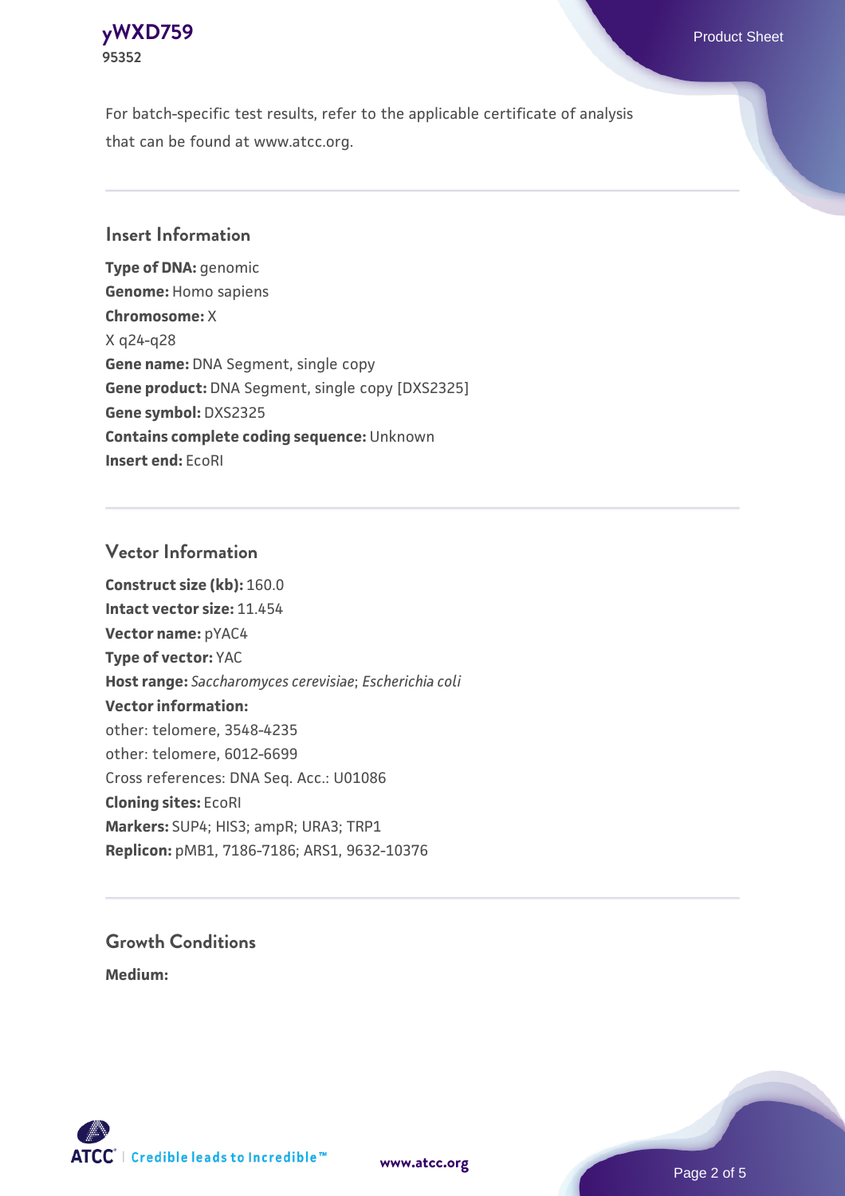For batch-specific test results, refer to the applicable certificate of analysis that can be found at www.atcc.org.

## Insert Information

**Type of DNA:** genomic
**Genome:** Homo sapiens
**Chromosome:** X
X q24-q28
**Gene name:** DNA Segment, single copy
**Gene product:** DNA Segment, single copy [DXS2325]
**Gene symbol:** DXS2325
**Contains complete coding sequence:** Unknown
**Insert end:** EcoRI

## Vector Information

**Construct size (kb):** 160.0
**Intact vector size:** 11.454
**Vector name:** pYAC4
**Type of vector:** YAC
**Host range:** *Saccharomyces cerevisiae*; *Escherichia coli*
**Vector information:**
other: telomere, 3548-4235
other: telomere, 6012-6699
Cross references: DNA Seq. Acc.: U01086
**Cloning sites:** EcoRI
**Markers:** SUP4; HIS3; ampR; URA3; TRP1
**Replicon:** pMB1, 7186-7186; ARS1, 9632-10376

## Growth Conditions

**Medium:**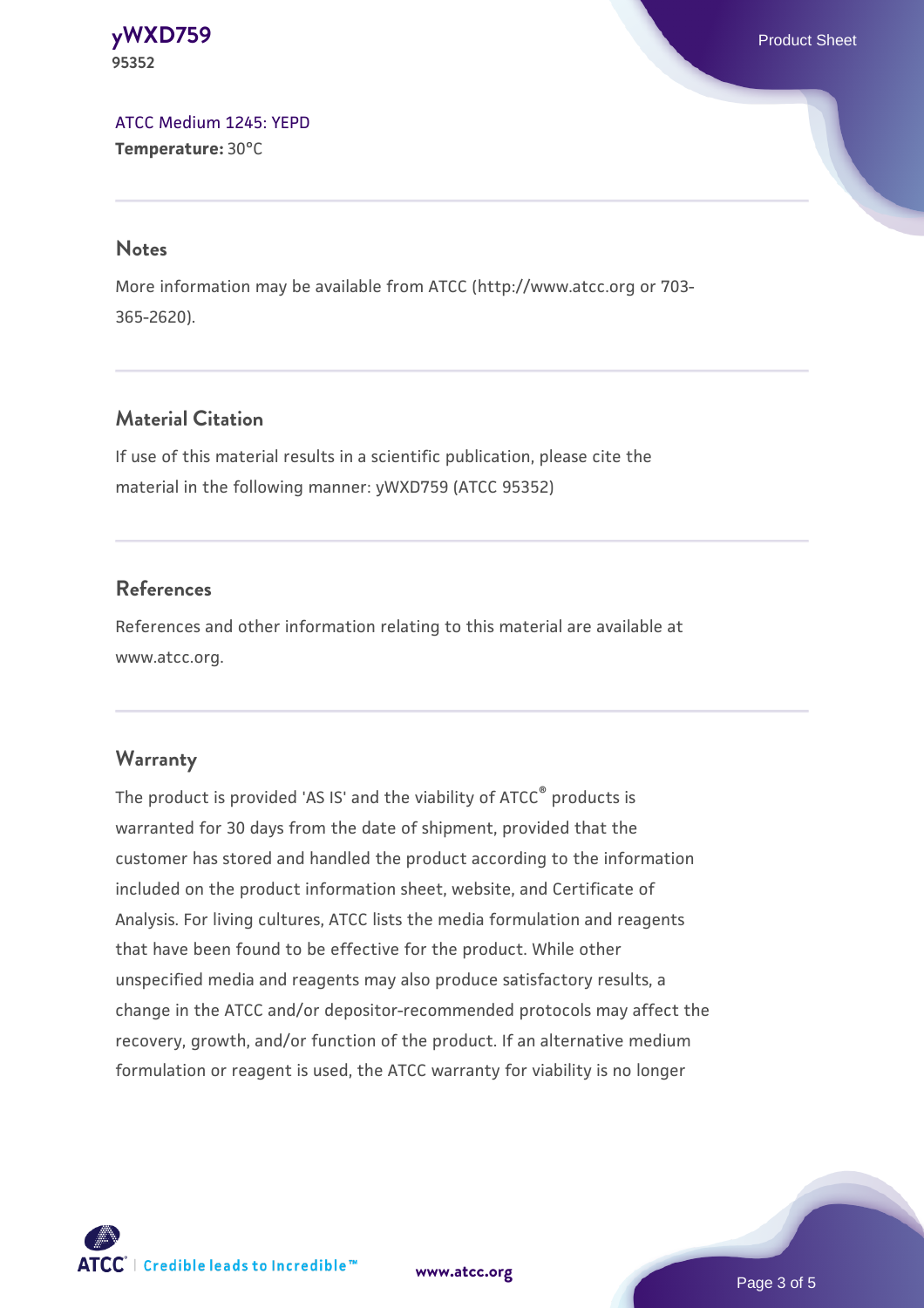ATCC Medium 1245: YEPD
**Temperature:** 30°C

## Notes

More information may be available from ATCC (http://www.atcc.org or 703-365-2620).

## Material Citation

If use of this material results in a scientific publication, please cite the material in the following manner: yWXD759 (ATCC 95352)

## References

References and other information relating to this material are available at www.atcc.org.

## Warranty

The product is provided 'AS IS' and the viability of ATCC® products is warranted for 30 days from the date of shipment, provided that the customer has stored and handled the product according to the information included on the product information sheet, website, and Certificate of Analysis. For living cultures, ATCC lists the media formulation and reagents that have been found to be effective for the product. While other unspecified media and reagents may also produce satisfactory results, a change in the ATCC and/or depositor-recommended protocols may affect the recovery, growth, and/or function of the product. If an alternative medium formulation or reagent is used, the ATCC warranty for viability is no longer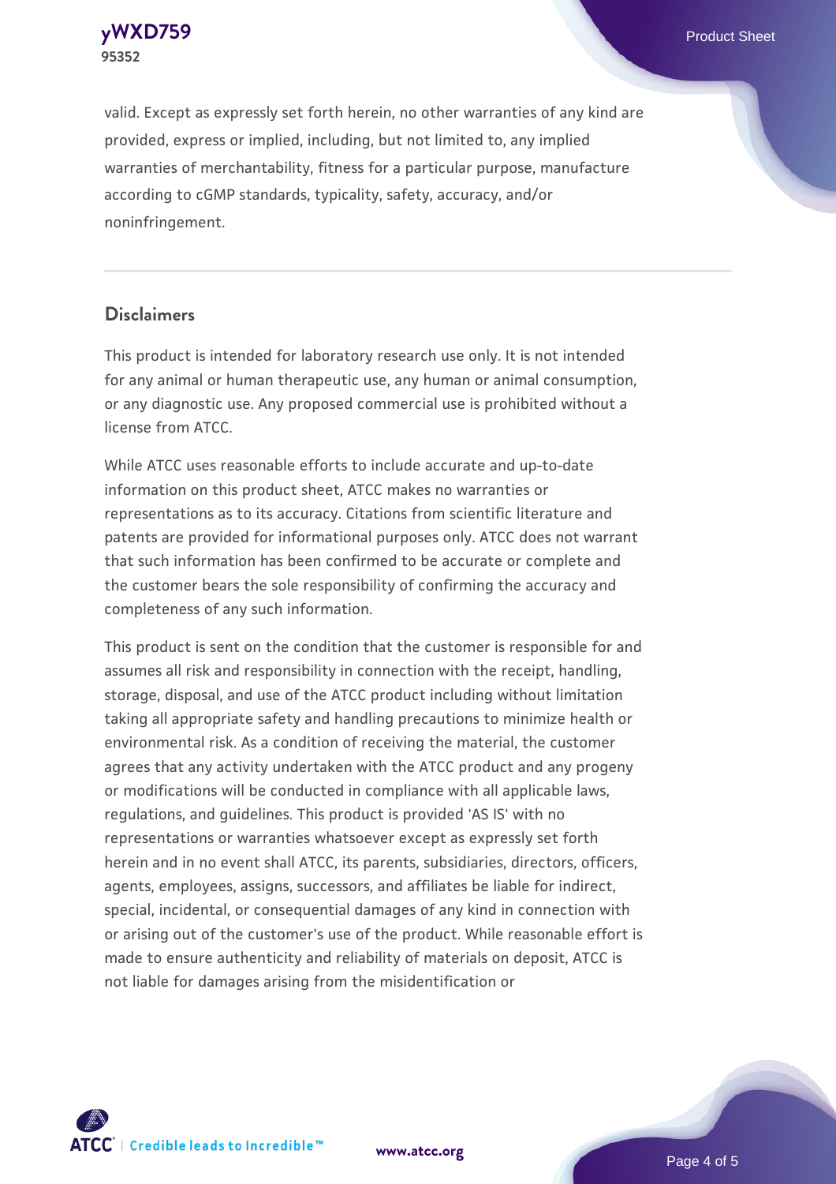valid. Except as expressly set forth herein, no other warranties of any kind are provided, express or implied, including, but not limited to, any implied warranties of merchantability, fitness for a particular purpose, manufacture according to cGMP standards, typicality, safety, accuracy, and/or noninfringement.

## Disclaimers

This product is intended for laboratory research use only. It is not intended for any animal or human therapeutic use, any human or animal consumption, or any diagnostic use. Any proposed commercial use is prohibited without a license from ATCC.

While ATCC uses reasonable efforts to include accurate and up-to-date information on this product sheet, ATCC makes no warranties or representations as to its accuracy. Citations from scientific literature and patents are provided for informational purposes only. ATCC does not warrant that such information has been confirmed to be accurate or complete and the customer bears the sole responsibility of confirming the accuracy and completeness of any such information.

This product is sent on the condition that the customer is responsible for and assumes all risk and responsibility in connection with the receipt, handling, storage, disposal, and use of the ATCC product including without limitation taking all appropriate safety and handling precautions to minimize health or environmental risk. As a condition of receiving the material, the customer agrees that any activity undertaken with the ATCC product and any progeny or modifications will be conducted in compliance with all applicable laws, regulations, and guidelines. This product is provided 'AS IS' with no representations or warranties whatsoever except as expressly set forth herein and in no event shall ATCC, its parents, subsidiaries, directors, officers, agents, employees, assigns, successors, and affiliates be liable for indirect, special, incidental, or consequential damages of any kind in connection with or arising out of the customer's use of the product. While reasonable effort is made to ensure authenticity and reliability of materials on deposit, ATCC is not liable for damages arising from the misidentification or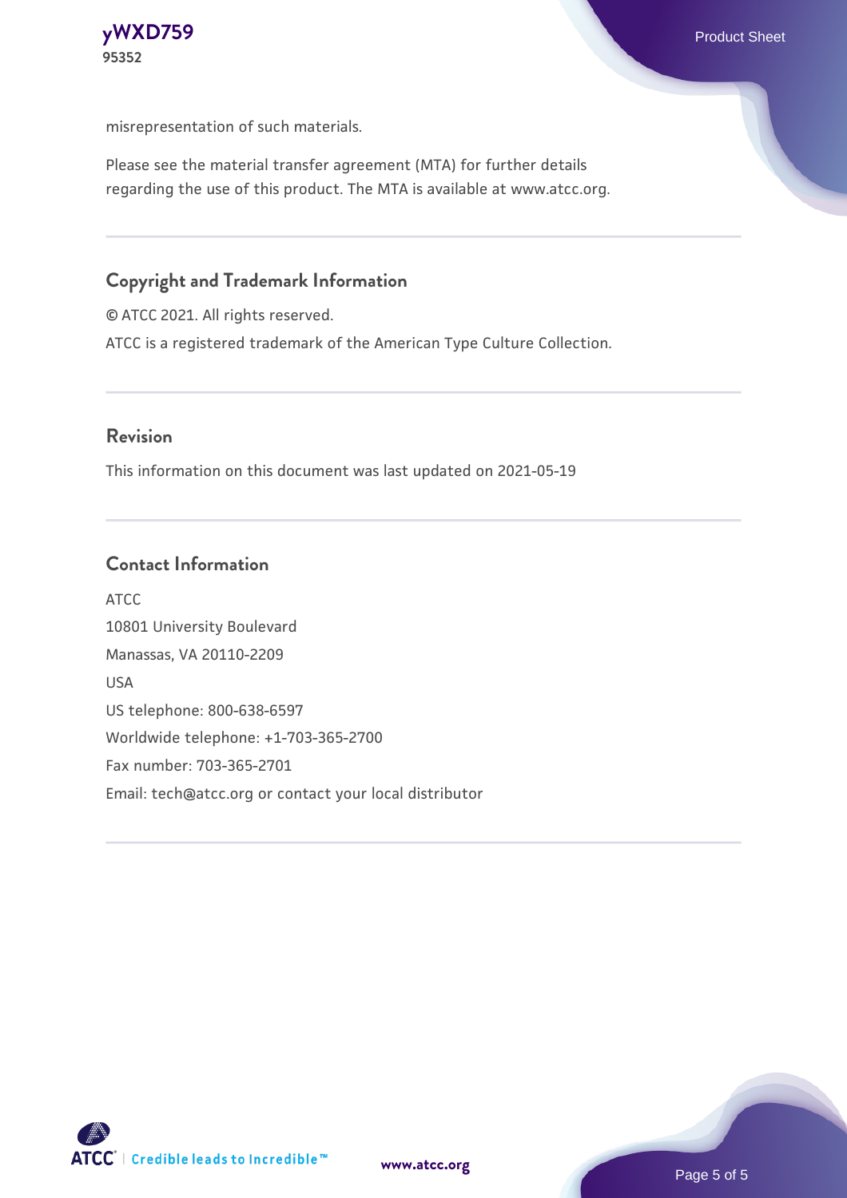misrepresentation of such materials.

Please see the material transfer agreement (MTA) for further details regarding the use of this product. The MTA is available at www.atcc.org.

## Copyright and Trademark Information

© ATCC 2021. All rights reserved.

ATCC is a registered trademark of the American Type Culture Collection.

## Revision

This information on this document was last updated on 2021-05-19

## Contact Information

ATCC
10801 University Boulevard
Manassas, VA 20110-2209
USA
US telephone: 800-638-6597
Worldwide telephone: +1-703-365-2700
Fax number: 703-365-2701
Email: tech@atcc.org or contact your local distributor